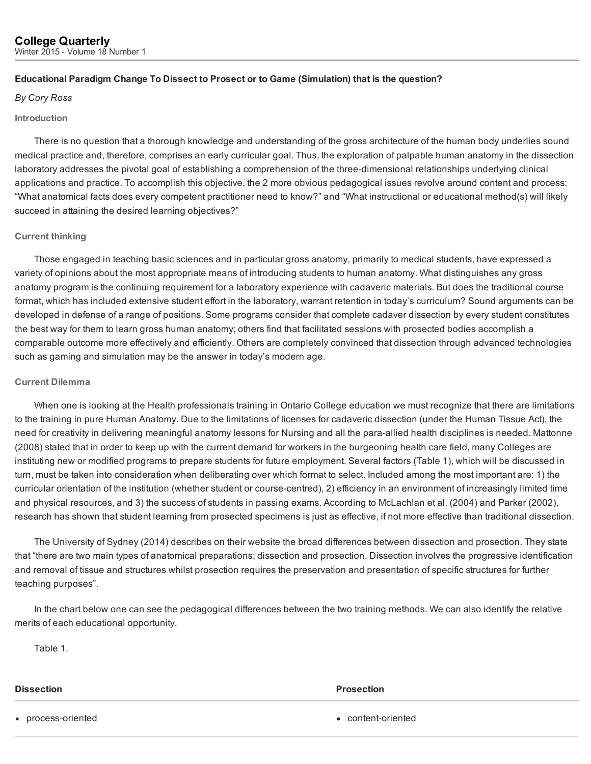# College Quarterly

Winter 2015 - Volume 18 Number 1

## Educational Paradigm Change To Dissect to Prosect or to Game (Simulation) that is the question?

*By Cory Ross*

### Introduction

There is no question that a thorough knowledge and understanding of the gross architecture of the human body underlies sound medical practice and, therefore, comprises an early curricular goal. Thus, the exploration of palpable human anatomy in the dissection laboratory addresses the pivotal goal of establishing a comprehension of the three-dimensional relationships underlying clinical applications and practice. To accomplish this objective, the 2 more obvious pedagogical issues revolve around content and process: "What anatomical facts does every competent practitioner need to know?" and "What instructional or educational method(s) will likely succeed in attaining the desired learning objectives?"

### Current thinking

Those engaged in teaching basic sciences and in particular gross anatomy, primarily to medical students, have expressed a variety of opinions about the most appropriate means of introducing students to human anatomy. What distinguishes any gross anatomy program is the continuing requirement for a laboratory experience with cadaveric materials. But does the traditional course format, which has included extensive student effort in the laboratory, warrant retention in today's curriculum? Sound arguments can be developed in defense of a range of positions. Some programs consider that complete cadaver dissection by every student constitutes the best way for them to learn gross human anatomy; others find that facilitated sessions with prosected bodies accomplish a comparable outcome more effectively and efficiently. Others are completely convinced that dissection through advanced technologies such as gaming and simulation may be the answer in today's modern age.

### Current Dilemma

When one is looking at the Health professionals training in Ontario College education we must recognize that there are limitations to the training in pure Human Anatomy. Due to the limitations of licenses for cadaveric dissection (under the Human Tissue Act), the need for creativity in delivering meaningful anatomy lessons for Nursing and all the para-allied health disciplines is needed. Mattonne (2008) stated that in order to keep up with the current demand for workers in the burgeoning health care field, many Colleges are instituting new or modified programs to prepare students for future employment. Several factors (Table 1), which will be discussed in turn, must be taken into consideration when deliberating over which format to select. Included among the most important are: 1) the curricular orientation of the institution (whether student or course-centred), 2) efficiency in an environment of increasingly limited time and physical resources, and 3) the success of students in passing exams. According to McLachlan et al. (2004) and Parker (2002), research has shown that student learning from prosected specimens is just as effective, if not more effective than traditional dissection.

The University of Sydney (2014) describes on their website the broad differences between dissection and prosection. They state that "there are two main types of anatomical preparations; dissection and prosection. Dissection involves the progressive identification and removal of tissue and structures whilst prosection requires the preservation and presentation of specific structures for further teaching purposes".

In the chart below one can see the pedagogical differences between the two training methods. We can also identify the relative merits of each educational opportunity.

Table 1.

| Dissection | Prosection |
|---|---|
| • process-oriented | • content-oriented |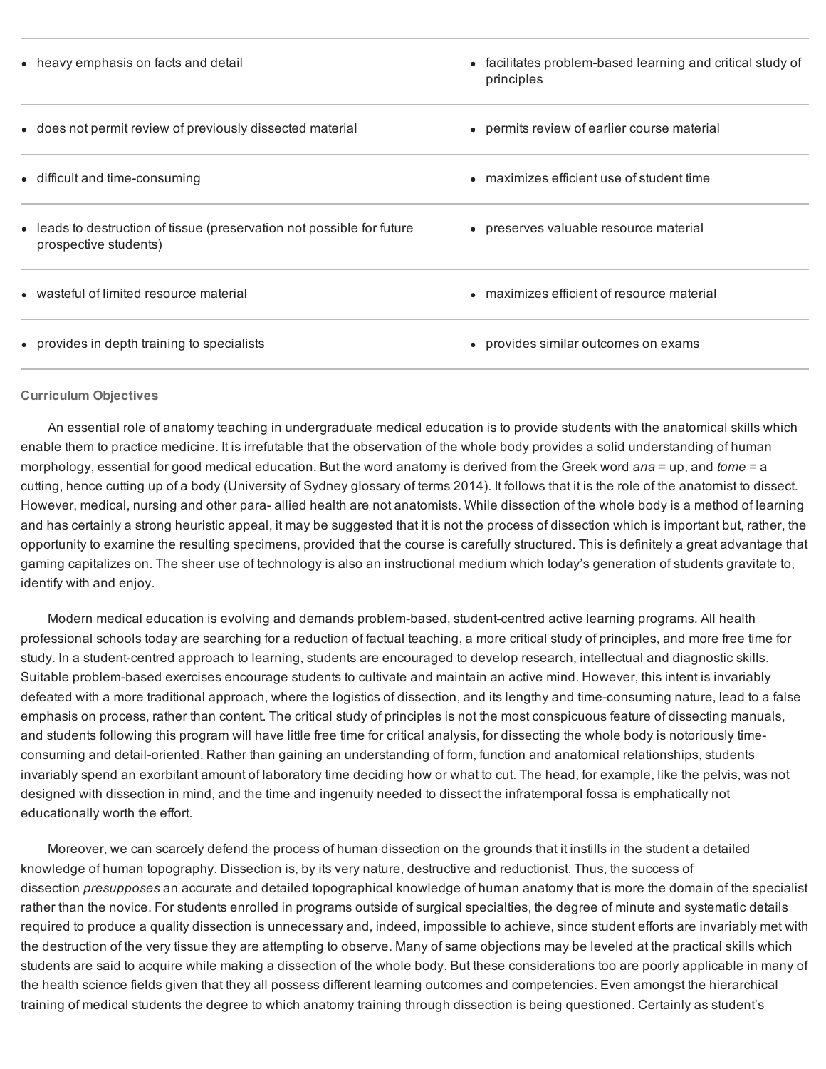| | |
|---|---|
| • heavy emphasis on facts and detail | • facilitates problem-based learning and critical study of principles |
| • does not permit review of previously dissected material | • permits review of earlier course material |
| • difficult and time-consuming | • maximizes efficient use of student time |
| • leads to destruction of tissue (preservation not possible for future prospective students) | • preserves valuable resource material |
| • wasteful of limited resource material | • maximizes efficient of resource material |
| • provides in depth training to specialists | • provides similar outcomes on exams |

**Curriculum Objectives**

An essential role of anatomy teaching in undergraduate medical education is to provide students with the anatomical skills which enable them to practice medicine. It is irrefutable that the observation of the whole body provides a solid understanding of human morphology, essential for good medical education. But the word anatomy is derived from the Greek word *ana* = up, and *tome* = a cutting, hence cutting up of a body (University of Sydney glossary of terms 2014). It follows that it is the role of the anatomist to dissect. However, medical, nursing and other para- allied health are not anatomists. While dissection of the whole body is a method of learning and has certainly a strong heuristic appeal, it may be suggested that it is not the process of dissection which is important but, rather, the opportunity to examine the resulting specimens, provided that the course is carefully structured. This is definitely a great advantage that gaming capitalizes on. The sheer use of technology is also an instructional medium which today's generation of students gravitate to, identify with and enjoy.

Modern medical education is evolving and demands problem-based, student-centred active learning programs. All health professional schools today are searching for a reduction of factual teaching, a more critical study of principles, and more free time for study. In a student-centred approach to learning, students are encouraged to develop research, intellectual and diagnostic skills. Suitable problem-based exercises encourage students to cultivate and maintain an active mind. However, this intent is invariably defeated with a more traditional approach, where the logistics of dissection, and its lengthy and time-consuming nature, lead to a false emphasis on process, rather than content. The critical study of principles is not the most conspicuous feature of dissecting manuals, and students following this program will have little free time for critical analysis, for dissecting the whole body is notoriously time-consuming and detail-oriented. Rather than gaining an understanding of form, function and anatomical relationships, students invariably spend an exorbitant amount of laboratory time deciding how or what to cut. The head, for example, like the pelvis, was not designed with dissection in mind, and the time and ingenuity needed to dissect the infratemporal fossa is emphatically not educationally worth the effort.

Moreover, we can scarcely defend the process of human dissection on the grounds that it instills in the student a detailed knowledge of human topography. Dissection is, by its very nature, destructive and reductionist. Thus, the success of dissection *presupposes* an accurate and detailed topographical knowledge of human anatomy that is more the domain of the specialist rather than the novice. For students enrolled in programs outside of surgical specialties, the degree of minute and systematic details required to produce a quality dissection is unnecessary and, indeed, impossible to achieve, since student efforts are invariably met with the destruction of the very tissue they are attempting to observe. Many of same objections may be leveled at the practical skills which students are said to acquire while making a dissection of the whole body. But these considerations too are poorly applicable in many of the health science fields given that they all possess different learning outcomes and competencies. Even amongst the hierarchical training of medical students the degree to which anatomy training through dissection is being questioned. Certainly as student's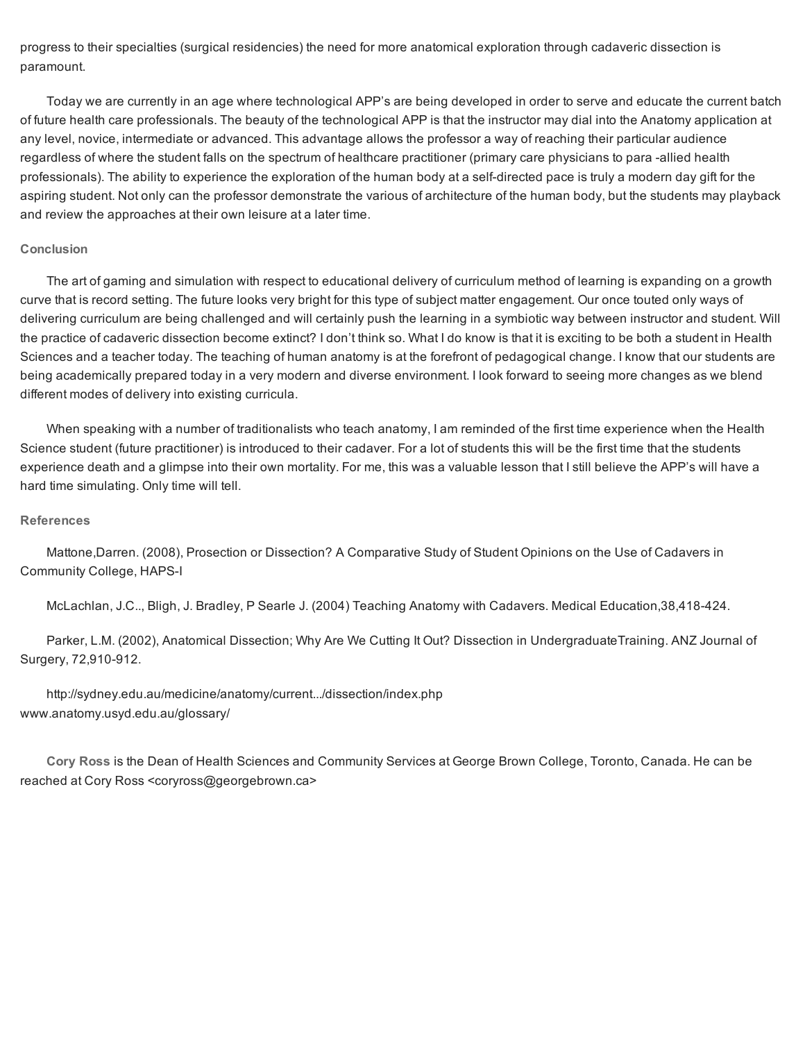progress to their specialties (surgical residencies) the need for more anatomical exploration through cadaveric dissection is paramount.

Today we are currently in an age where technological APP's are being developed in order to serve and educate the current batch of future health care professionals. The beauty of the technological APP is that the instructor may dial into the Anatomy application at any level, novice, intermediate or advanced. This advantage allows the professor a way of reaching their particular audience regardless of where the student falls on the spectrum of healthcare practitioner (primary care physicians to para -allied health professionals). The ability to experience the exploration of the human body at a self-directed pace is truly a modern day gift for the aspiring student. Not only can the professor demonstrate the various of architecture of the human body, but the students may playback and review the approaches at their own leisure at a later time.

## Conclusion

The art of gaming and simulation with respect to educational delivery of curriculum method of learning is expanding on a growth curve that is record setting. The future looks very bright for this type of subject matter engagement. Our once touted only ways of delivering curriculum are being challenged and will certainly push the learning in a symbiotic way between instructor and student. Will the practice of cadaveric dissection become extinct? I don't think so. What I do know is that it is exciting to be both a student in Health Sciences and a teacher today. The teaching of human anatomy is at the forefront of pedagogical change. I know that our students are being academically prepared today in a very modern and diverse environment. I look forward to seeing more changes as we blend different modes of delivery into existing curricula.

When speaking with a number of traditionalists who teach anatomy, I am reminded of the first time experience when the Health Science student (future practitioner) is introduced to their cadaver. For a lot of students this will be the first time that the students experience death and a glimpse into their own mortality. For me, this was a valuable lesson that I still believe the APP's will have a hard time simulating. Only time will tell.

## References

Mattone,Darren. (2008), Prosection or Dissection? A Comparative Study of Student Opinions on the Use of Cadavers in Community College, HAPS-I

McLachlan, J.C.., Bligh, J. Bradley, P Searle J. (2004) Teaching Anatomy with Cadavers. Medical Education,38,418-424.

Parker, L.M. (2002), Anatomical Dissection; Why Are We Cutting It Out? Dissection in UndergraduateTraining. ANZ Journal of Surgery, 72,910-912.

http://sydney.edu.au/medicine/anatomy/current.../dissection/index.php
www.anatomy.usyd.edu.au/glossary/

**Cory Ross** is the Dean of Health Sciences and Community Services at George Brown College, Toronto, Canada. He can be reached at Cory Ross <coryross@georgebrown.ca>